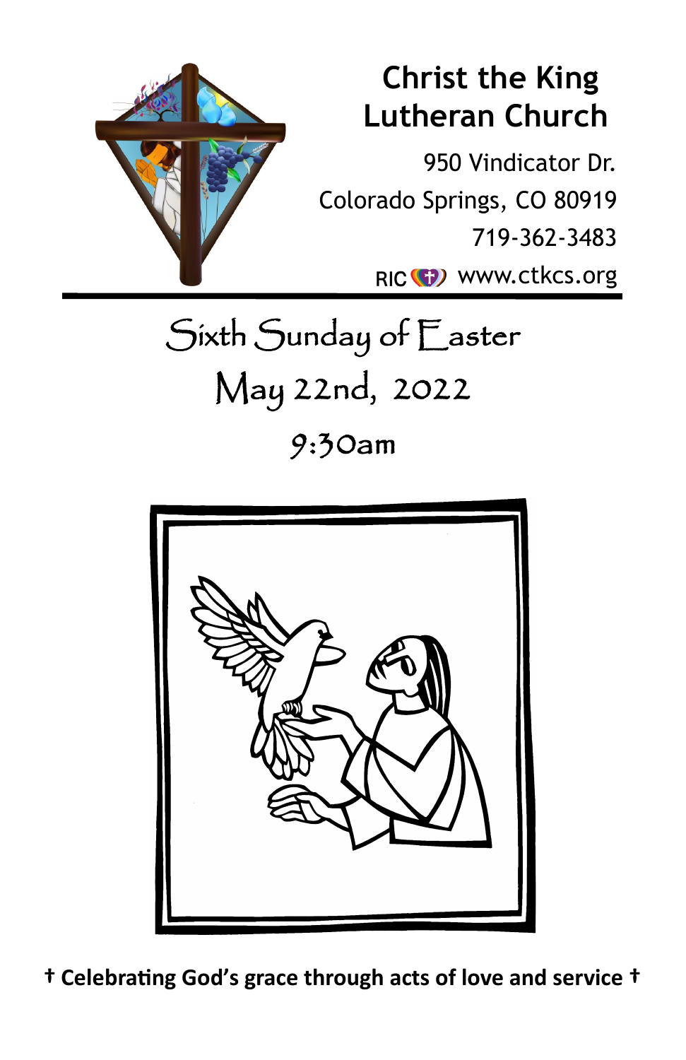# Christ the King Lutheran Church

950 Vindicator Dr.
Colorado Springs, CO 80919
719-362-3483
RIC www.ctkcs.org

## Sixth Sunday of Easter
## May 22nd, 2022
## 9:30am

**† Celebrating God's grace through acts of love and service †**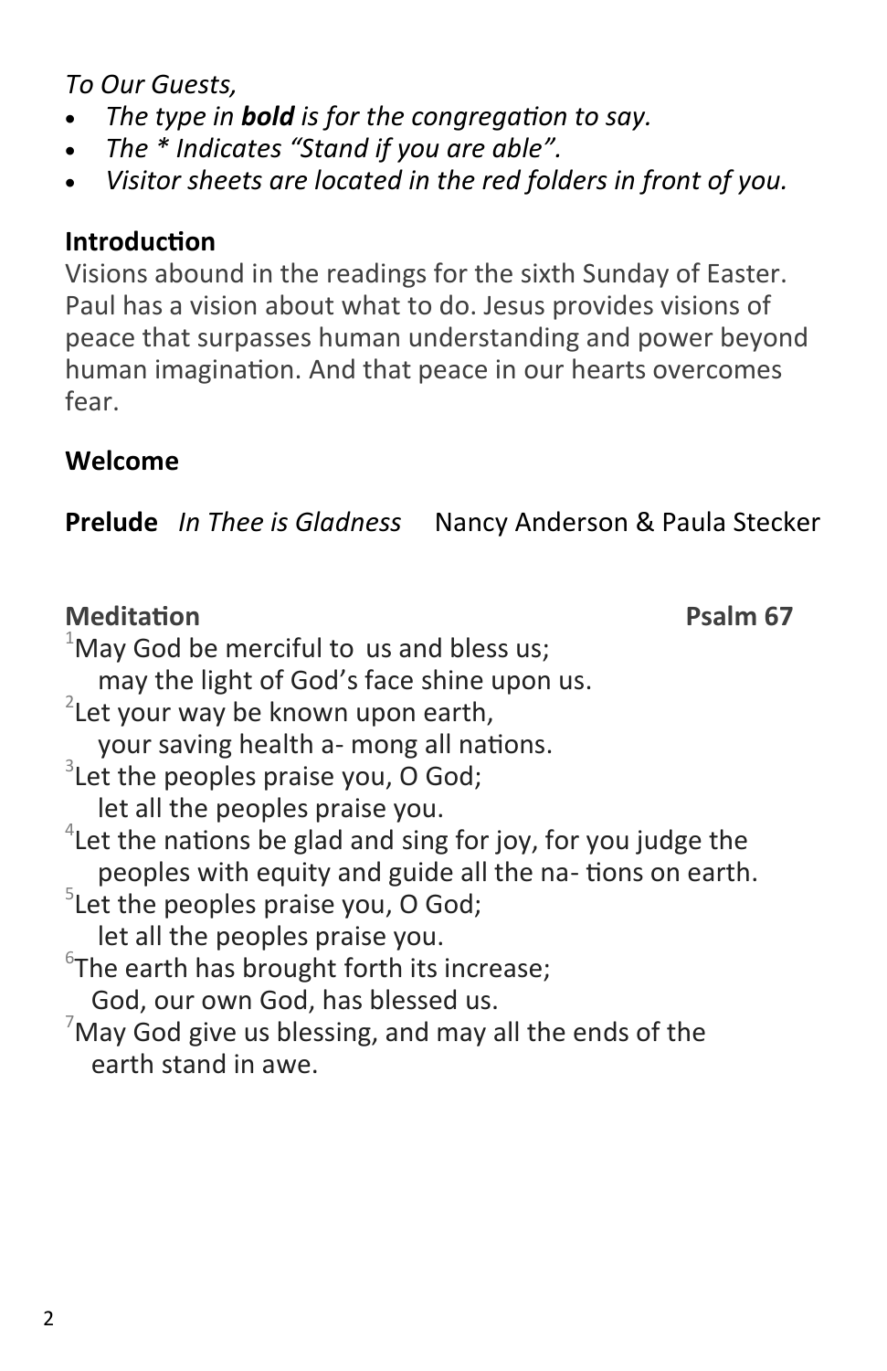*To Our Guests,*

- *The type in **bold** is for the congregation to say.*
- *The * Indicates "Stand if you are able".*
- *Visitor sheets are located in the red folders in front of you.*

**Introduction**

Visions abound in the readings for the sixth Sunday of Easter. Paul has a vision about what to do. Jesus provides visions of peace that surpasses human understanding and power beyond human imagination. And that peace in our hearts overcomes fear.

**Welcome**

**Prelude** *In Thee is Gladness* Nancy Anderson & Paula Stecker

**Meditation** **Psalm 67**

[1]May God be merciful to us and bless us;
may the light of God's face shine upon us.
[2]Let your way be known upon earth,
your saving health a- mong all nations.
[3]Let the peoples praise you, O God;
let all the peoples praise you.
[4]Let the nations be glad and sing for joy, for you judge the
peoples with equity and guide all the na- tions on earth.
[5]Let the peoples praise you, O God;
let all the peoples praise you.
[6]The earth has brought forth its increase;
God, our own God, has blessed us.
[7]May God give us blessing, and may all the ends of the
earth stand in awe.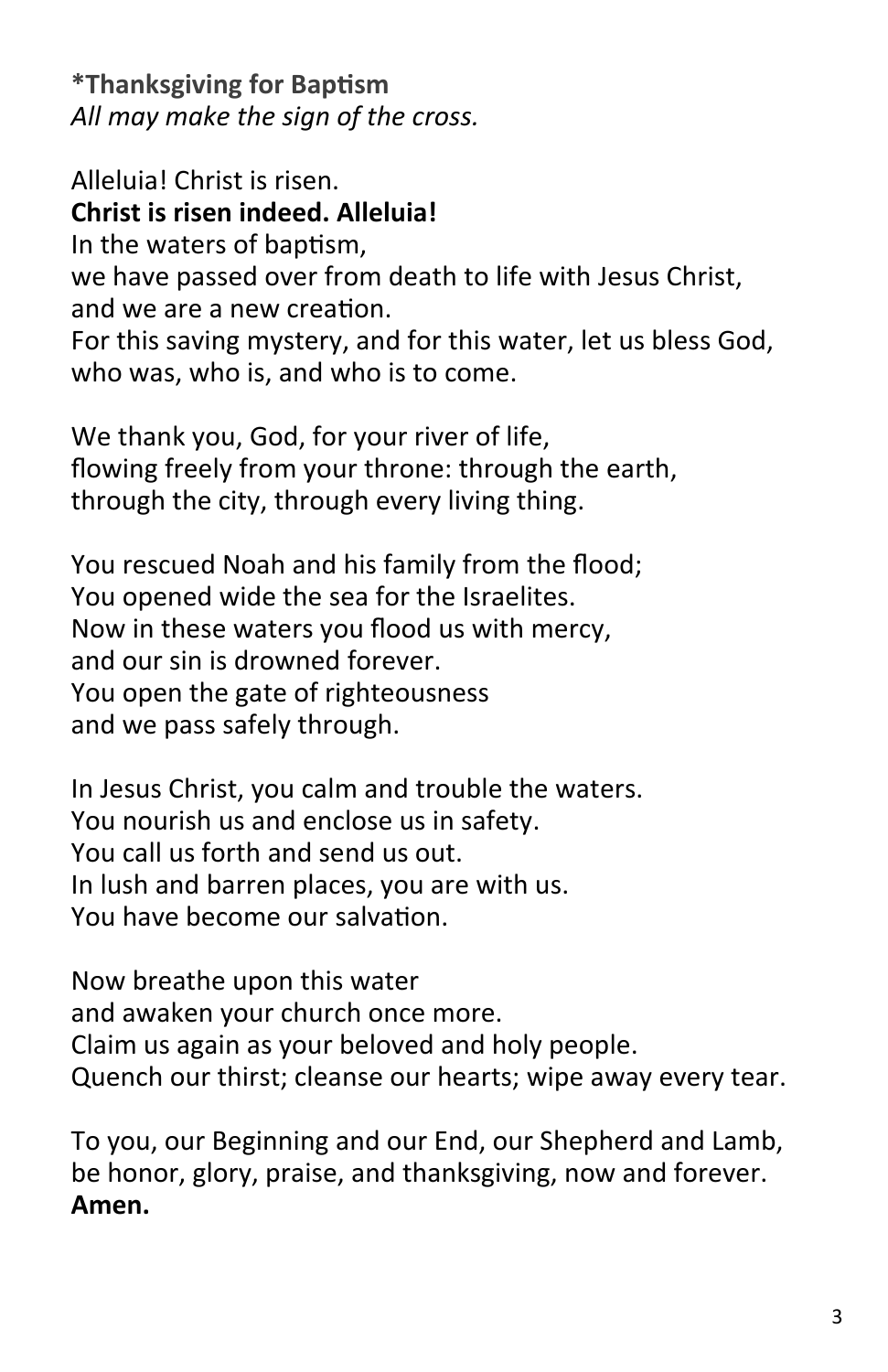**\*Thanksgiving for Baptism**
*All may make the sign of the cross.*

Alleluia! Christ is risen.
**Christ is risen indeed. Alleluia!**
In the waters of baptism,
we have passed over from death to life with Jesus Christ,
and we are a new creation.
For this saving mystery, and for this water, let us bless God,
who was, who is, and who is to come.

We thank you, God, for your river of life,
flowing freely from your throne: through the earth,
through the city, through every living thing.

You rescued Noah and his family from the flood;
You opened wide the sea for the Israelites.
Now in these waters you flood us with mercy,
and our sin is drowned forever.
You open the gate of righteousness
and we pass safely through.

In Jesus Christ, you calm and trouble the waters.
You nourish us and enclose us in safety.
You call us forth and send us out.
In lush and barren places, you are with us.
You have become our salvation.

Now breathe upon this water
and awaken your church once more.
Claim us again as your beloved and holy people.
Quench our thirst; cleanse our hearts; wipe away every tear.

To you, our Beginning and our End, our Shepherd and Lamb,
be honor, glory, praise, and thanksgiving, now and forever.
**Amen.**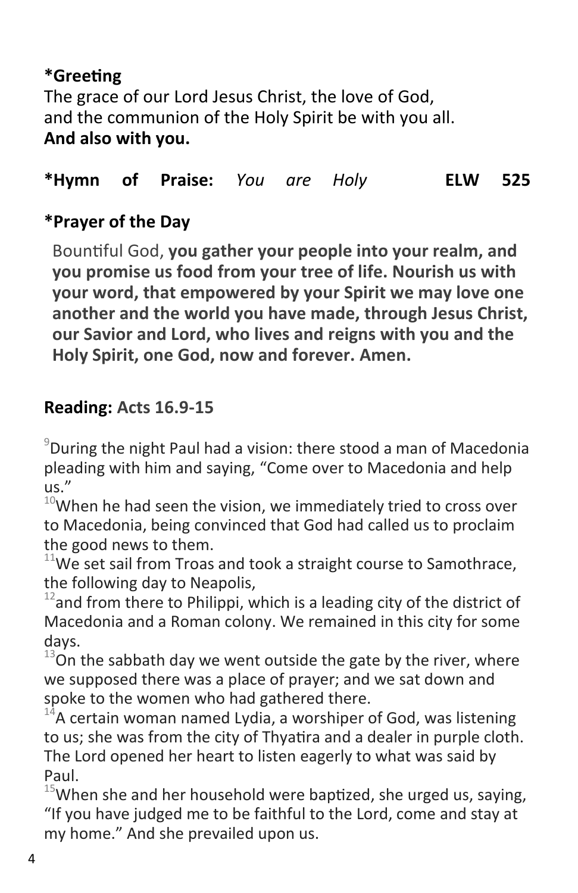**\*Greeting**

The grace of our Lord Jesus Christ, the love of God,
and the communion of the Holy Spirit be with you all.
**And also with you.**

**\*Hymn of Praise:** *You are Holy* **ELW 525**

**\*Prayer of the Day**

Bountiful God, **you gather your people into your realm, and you promise us food from your tree of life. Nourish us with your word, that empowered by your Spirit we may love one another and the world you have made, through Jesus Christ, our Savior and Lord, who lives and reigns with you and the Holy Spirit, one God, now and forever. Amen.**

**Reading: Acts 16.9-15**

[9]During the night Paul had a vision: there stood a man of Macedonia pleading with him and saying, "Come over to Macedonia and help us."

[10]When he had seen the vision, we immediately tried to cross over to Macedonia, being convinced that God had called us to proclaim the good news to them.

[11]We set sail from Troas and took a straight course to Samothrace, the following day to Neapolis,

[12]and from there to Philippi, which is a leading city of the district of Macedonia and a Roman colony. We remained in this city for some days.

[13]On the sabbath day we went outside the gate by the river, where we supposed there was a place of prayer; and we sat down and spoke to the women who had gathered there.

[14]A certain woman named Lydia, a worshiper of God, was listening to us; she was from the city of Thyatira and a dealer in purple cloth. The Lord opened her heart to listen eagerly to what was said by Paul.

[15]When she and her household were baptized, she urged us, saying, "If you have judged me to be faithful to the Lord, come and stay at my home." And she prevailed upon us.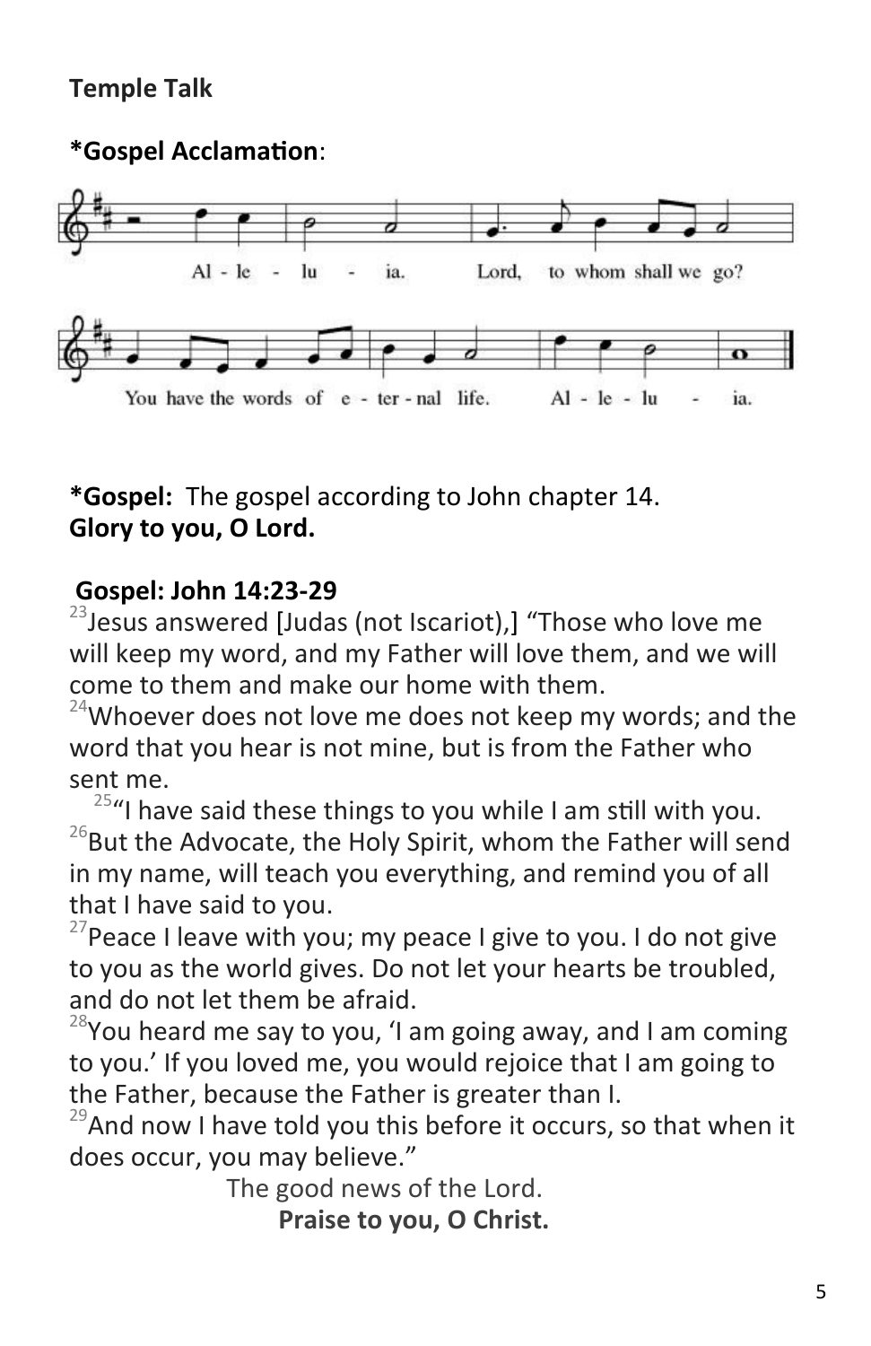**Temple Talk**

**\*Gospel Acclamation**:

Al - le - lu - ia. Lord, to whom shall we go?

You have the words of e - ter - nal life. Al - le - lu - ia.

**\*Gospel:** The gospel according to John chapter 14.
**Glory to you, O Lord.**

**Gospel: John 14:23-29**

[23]Jesus answered [Judas (not Iscariot),] "Those who love me will keep my word, and my Father will love them, and we will come to them and make our home with them.
[24]Whoever does not love me does not keep my words; and the word that you hear is not mine, but is from the Father who sent me.
[25]"I have said these things to you while I am still with you.
[26]But the Advocate, the Holy Spirit, whom the Father will send in my name, will teach you everything, and remind you of all that I have said to you.
[27]Peace I leave with you; my peace I give to you. I do not give to you as the world gives. Do not let your hearts be troubled, and do not let them be afraid.
[28]You heard me say to you, 'I am going away, and I am coming to you.' If you loved me, you would rejoice that I am going to the Father, because the Father is greater than I.
[29]And now I have told you this before it occurs, so that when it does occur, you may believe."

The good news of the Lord.
**Praise to you, O Christ.**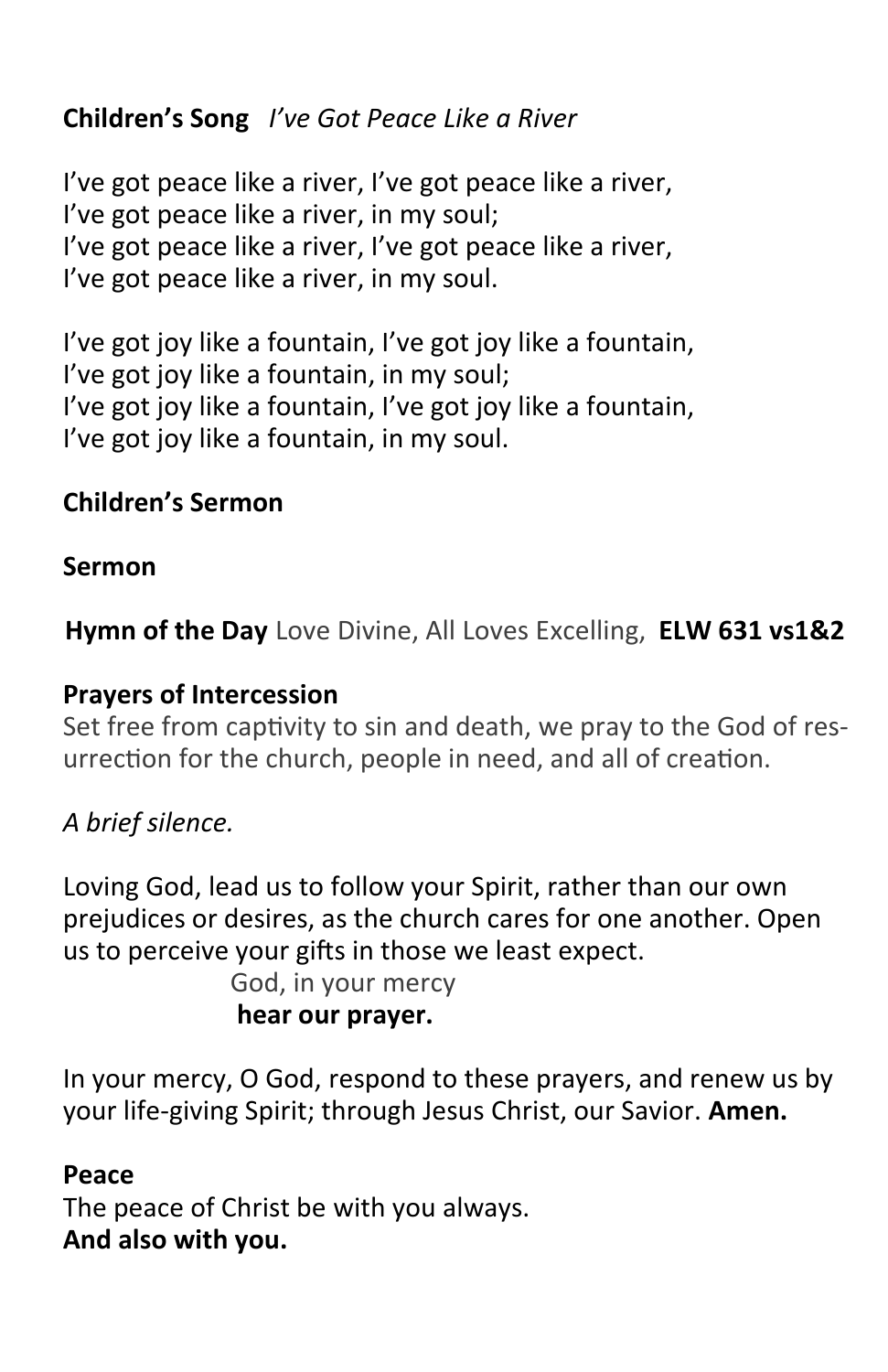**Children's Song** *I've Got Peace Like a River*

I've got peace like a river, I've got peace like a river,
I've got peace like a river, in my soul;
I've got peace like a river, I've got peace like a river,
I've got peace like a river, in my soul.

I've got joy like a fountain, I've got joy like a fountain,
I've got joy like a fountain, in my soul;
I've got joy like a fountain, I've got joy like a fountain,
I've got joy like a fountain, in my soul.

**Children's Sermon**

**Sermon**

**Hymn of the Day** Love Divine, All Loves Excelling, **ELW 631 vs1&2**

**Prayers of Intercession**
Set free from captivity to sin and death, we pray to the God of resurrection for the church, people in need, and all of creation.

*A brief silence.*

Loving God, lead us to follow your Spirit, rather than our own prejudices or desires, as the church cares for one another. Open us to perceive your gifts in those we least expect.
God, in your mercy
**hear our prayer.**

In your mercy, O God, respond to these prayers, and renew us by your life-giving Spirit; through Jesus Christ, our Savior. **Amen.**

**Peace**
The peace of Christ be with you always.
**And also with you.**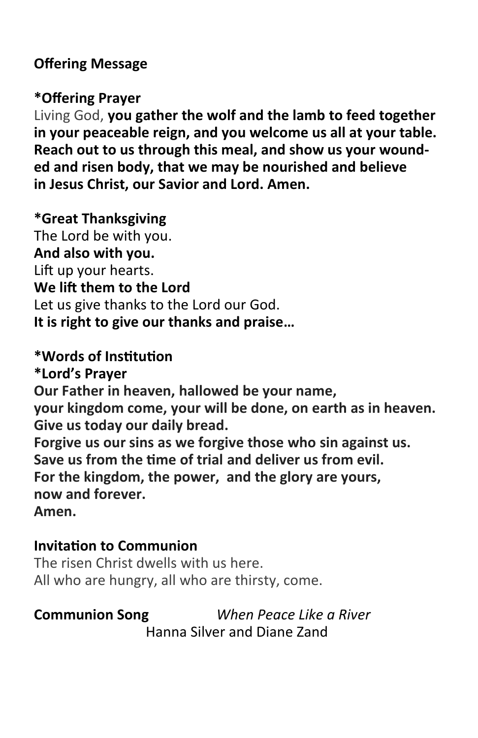**Offering Message**

**\*Offering Prayer**
Living God, **you gather the wolf and the lamb to feed together in your peaceable reign, and you welcome us all at your table. Reach out to us through this meal, and show us your wounded and risen body, that we may be nourished and believe in Jesus Christ, our Savior and Lord. Amen.**

**\*Great Thanksgiving**
The Lord be with you.
**And also with you.**
Lift up your hearts.
**We lift them to the Lord**
Let us give thanks to the Lord our God.
**It is right to give our thanks and praise…**

**\*Words of Institution**
**\*Lord's Prayer**
**Our Father in heaven, hallowed be your name,**
**your kingdom come, your will be done, on earth as in heaven.**
**Give us today our daily bread.**
**Forgive us our sins as we forgive those who sin against us.**
**Save us from the time of trial and deliver us from evil.**
**For the kingdom, the power, and the glory are yours,**
**now and forever.**
**Amen.**

**Invitation to Communion**
The risen Christ dwells with us here.
All who are hungry, all who are thirsty, come.

**Communion Song** *When Peace Like a River*
Hanna Silver and Diane Zand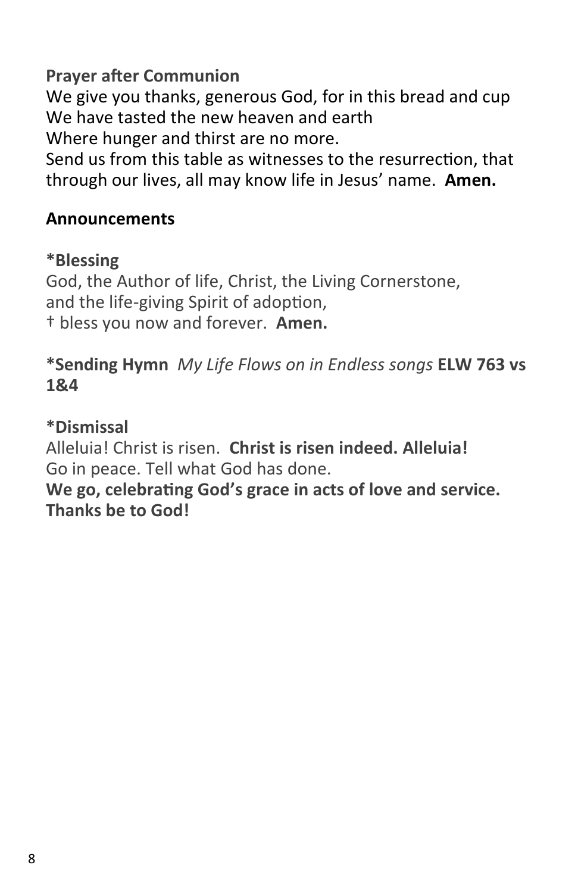**Prayer after Communion**
We give you thanks, generous God, for in this bread and cup
We have tasted the new heaven and earth
Where hunger and thirst are no more.
Send us from this table as witnesses to the resurrection, that through our lives, all may know life in Jesus' name. **Amen.**

**Announcements**

**\*Blessing**
God, the Author of life, Christ, the Living Cornerstone,
and the life-giving Spirit of adoption,
† bless you now and forever. **Amen.**

**\*Sending Hymn** *My Life Flows on in Endless songs* **ELW 763 vs 1&4**

**\*Dismissal**
Alleluia! Christ is risen. **Christ is risen indeed. Alleluia!**
Go in peace. Tell what God has done.
**We go, celebrating God's grace in acts of love and service.**
**Thanks be to God!**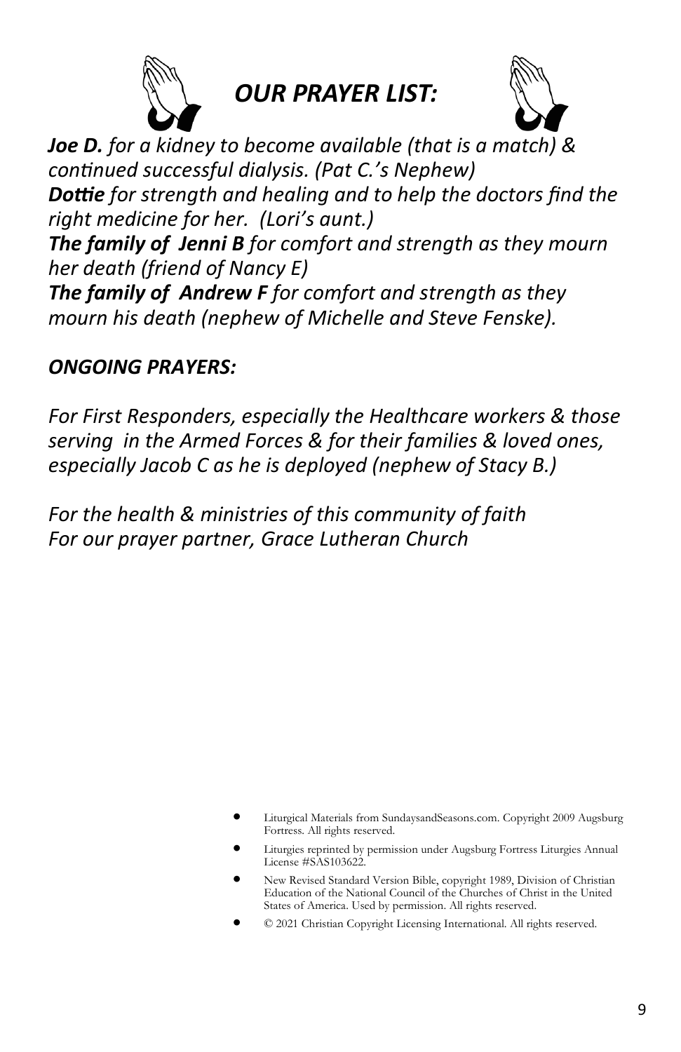# *OUR PRAYER LIST:*

***Joe D.*** *for a kidney to become available (that is a match) & continued successful dialysis. (Pat C.'s Nephew)*
***Dottie*** *for strength and healing and to help the doctors find the right medicine for her. (Lori's aunt.)*
***The family of Jenni B*** *for comfort and strength as they mourn her death (friend of Nancy E)*
***The family of Andrew F*** *for comfort and strength as they mourn his death (nephew of Michelle and Steve Fenske).*

## *ONGOING PRAYERS:*

*For First Responders, especially the Healthcare workers & those serving in the Armed Forces & for their families & loved ones, especially Jacob C as he is deployed (nephew of Stacy B.)*

*For the health & ministries of this community of faith*
*For our prayer partner, Grace Lutheran Church*

- Liturgical Materials from SundaysandSeasons.com. Copyright 2009 Augsburg Fortress. All rights reserved.
- Liturgies reprinted by permission under Augsburg Fortress Liturgies Annual License #SAS103622.
- New Revised Standard Version Bible, copyright 1989, Division of Christian Education of the National Council of the Churches of Christ in the United States of America. Used by permission. All rights reserved.
- © 2021 Christian Copyright Licensing International. All rights reserved.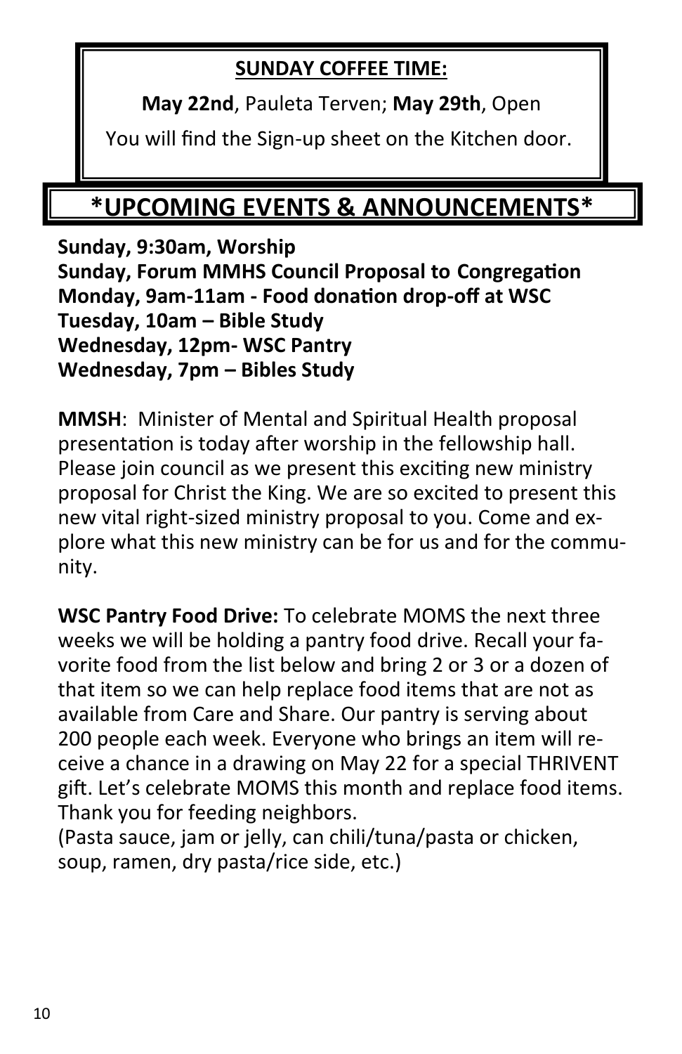**SUNDAY COFFEE TIME:**

**May 22nd**, Pauleta Terven; **May 29th**, Open

You will find the Sign-up sheet on the Kitchen door.

## *UPCOMING EVENTS & ANNOUNCEMENTS*

**Sunday, 9:30am, Worship**
**Sunday, Forum MMHS Council Proposal to Congregation**
**Monday, 9am-11am - Food donation drop-off at WSC**
**Tuesday, 10am – Bible Study**
**Wednesday, 12pm- WSC Pantry**
**Wednesday, 7pm – Bibles Study**

**MMSH**: Minister of Mental and Spiritual Health proposal presentation is today after worship in the fellowship hall. Please join council as we present this exciting new ministry proposal for Christ the King. We are so excited to present this new vital right-sized ministry proposal to you. Come and explore what this new ministry can be for us and for the community.

**WSC Pantry Food Drive:** To celebrate MOMS the next three weeks we will be holding a pantry food drive. Recall your favorite food from the list below and bring 2 or 3 or a dozen of that item so we can help replace food items that are not as available from Care and Share. Our pantry is serving about 200 people each week. Everyone who brings an item will receive a chance in a drawing on May 22 for a special THRIVENT gift. Let's celebrate MOMS this month and replace food items. Thank you for feeding neighbors.
(Pasta sauce, jam or jelly, can chili/tuna/pasta or chicken, soup, ramen, dry pasta/rice side, etc.)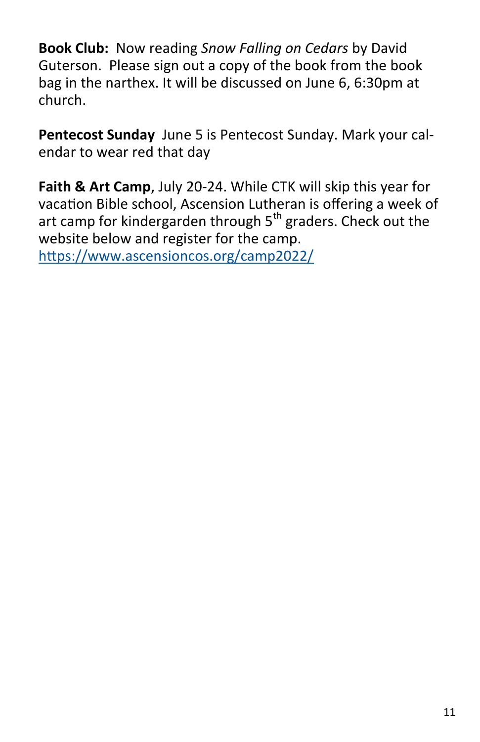**Book Club:** Now reading *Snow Falling on Cedars* by David Guterson. Please sign out a copy of the book from the book bag in the narthex. It will be discussed on June 6, 6:30pm at church.

**Pentecost Sunday** June 5 is Pentecost Sunday. Mark your calendar to wear red that day

**Faith & Art Camp**, July 20-24. While CTK will skip this year for vacation Bible school, Ascension Lutheran is offering a week of art camp for kindergarden through 5th graders. Check out the website below and register for the camp.
https://www.ascensioncos.org/camp2022/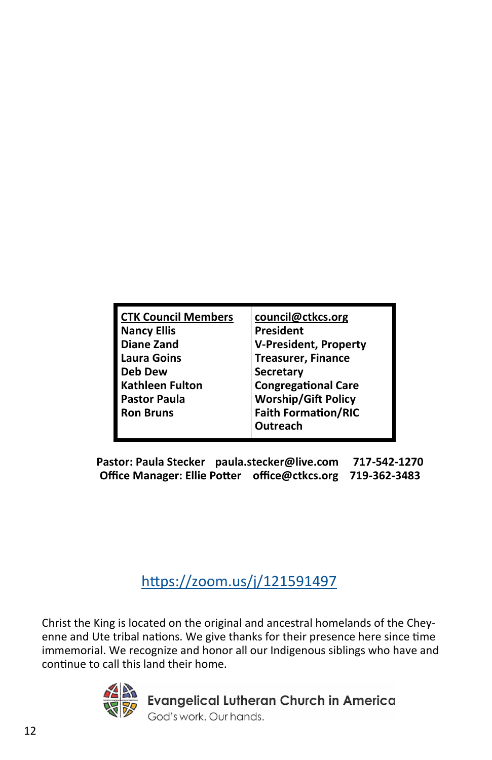| CTK Council Members | council@ctkcs.org |
|---|---|
| Nancy Ellis | President |
| Diane Zand | V-President, Property |
| Laura Goins | Treasurer, Finance |
| Deb Dew | Secretary |
| Kathleen Fulton | Congregational Care |
| Pastor Paula | Worship/Gift Policy |
| Ron Bruns | Faith Formation/RIC |
| | Outreach |

**Pastor: Paula Stecker paula.stecker@live.com 717-542-1270**
**Office Manager: Ellie Potter office@ctkcs.org 719-362-3483**

https://zoom.us/j/121591497

Christ the King is located on the original and ancestral homelands of the Cheyenne and Ute tribal nations. We give thanks for their presence here since time immemorial. We recognize and honor all our Indigenous siblings who have and continue to call this land their home.

Evangelical Lutheran Church in America
God's work. Our hands.